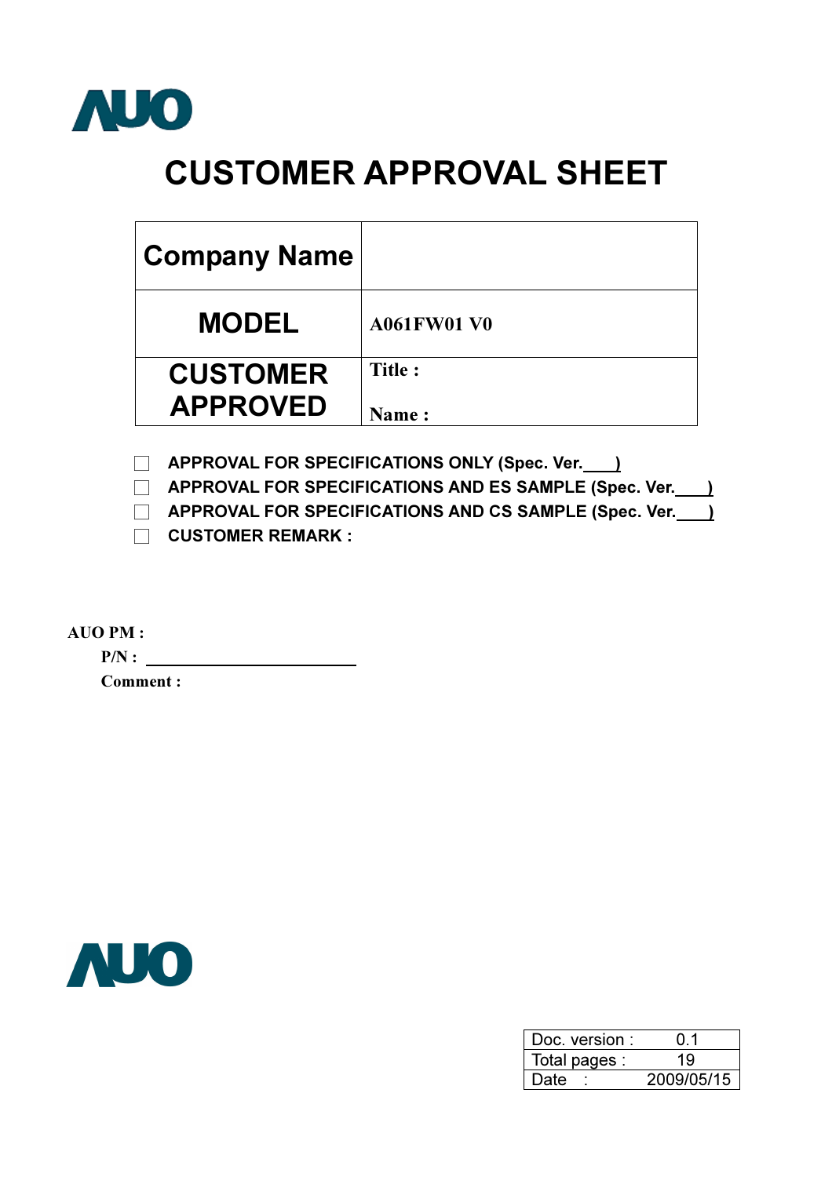AUO

# CUSTOMER APPROVAL SHEET

| Company Name | |
|---|---|
| MODEL | A061FW01 V0 |
| CUSTOMER APPROVED | Title :<br><br>Name : |

- ☐ **APPROVAL FOR SPECIFICATIONS ONLY (Spec. Ver.\_\_\_\_)**
- ☐ **APPROVAL FOR SPECIFICATIONS AND ES SAMPLE (Spec. Ver.\_\_\_\_)**
- ☐ **APPROVAL FOR SPECIFICATIONS AND CS SAMPLE (Spec. Ver.\_\_\_\_)**
- ☐ **CUSTOMER REMARK :**

**AUO PM :**

**P/N :** \_\_\_\_\_\_\_\_\_\_\_\_\_\_\_\_\_\_\_\_\_\_\_\_

**Comment :**

AUO

| Doc. version : | 0.1 |
|---|---|
| Total pages : | 19 |
| Date : | 2009/05/15 |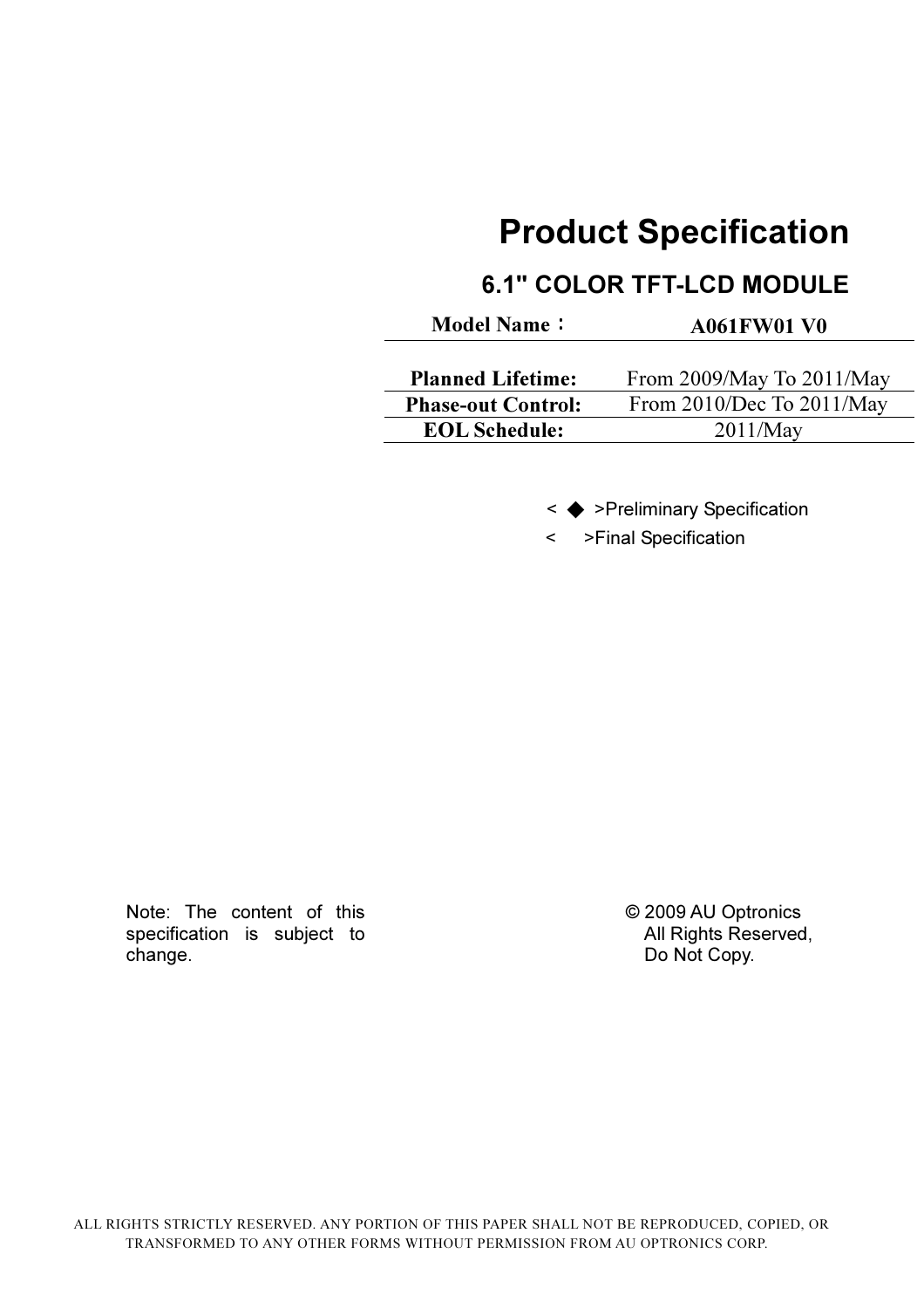# Product Specification

## 6.1" COLOR TFT-LCD MODULE

| Model Name： | A061FW01 V0 |
|---|---|
| **Planned Lifetime:** | From 2009/May To 2011/May |
| **Phase-out Control:** | From 2010/Dec To 2011/May |
| **EOL Schedule:** | 2011/May |

< ◆ >Preliminary Specification

< >Final Specification

Note: The content of this specification is subject to change.

© 2009 AU Optronics
All Rights Reserved,
Do Not Copy.

ALL RIGHTS STRICTLY RESERVED. ANY PORTION OF THIS PAPER SHALL NOT BE REPRODUCED, COPIED, OR TRANSFORMED TO ANY OTHER FORMS WITHOUT PERMISSION FROM AU OPTRONICS CORP.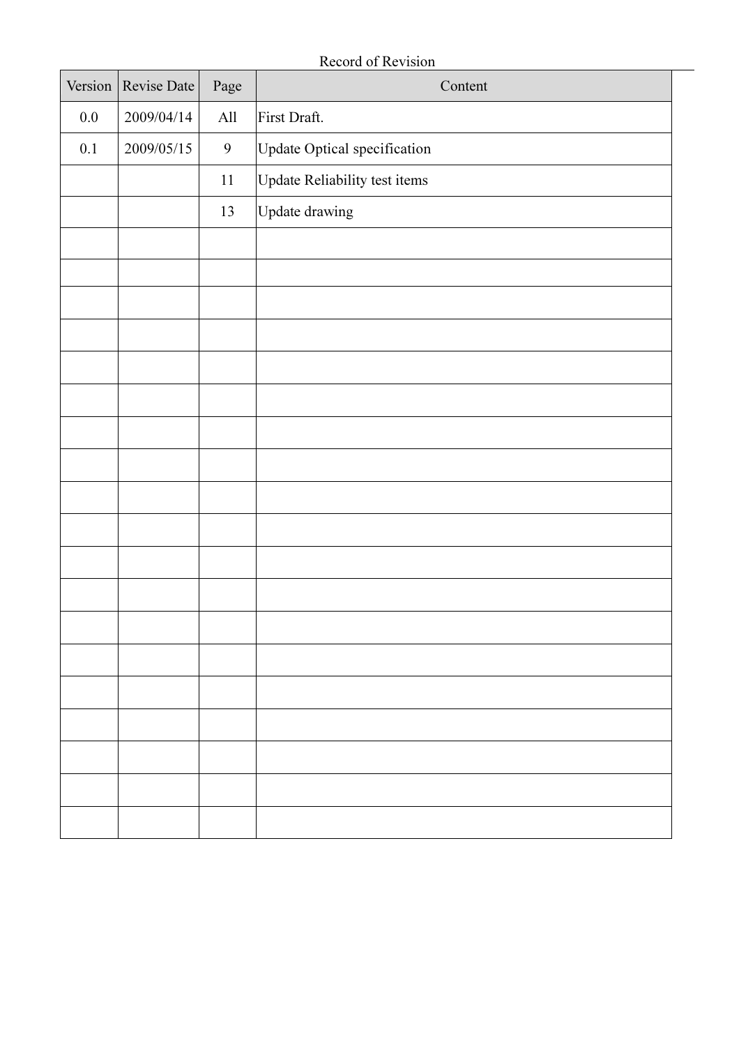Record of Revision

| Version | Revise Date | Page | Content |
|---|---|---|---|
| 0.0 | 2009/04/14 | All | First Draft. |
| 0.1 | 2009/05/15 | 9 | Update Optical specification |
| | | 11 | Update Reliability test items |
| | | 13 | Update drawing |
| | | | |
| | | | |
| | | | |
| | | | |
| | | | |
| | | | |
| | | | |
| | | | |
| | | | |
| | | | |
| | | | |
| | | | |
| | | | |
| | | | |
| | | | |
| | | | |
| | | | |
| | | | |
| | | | |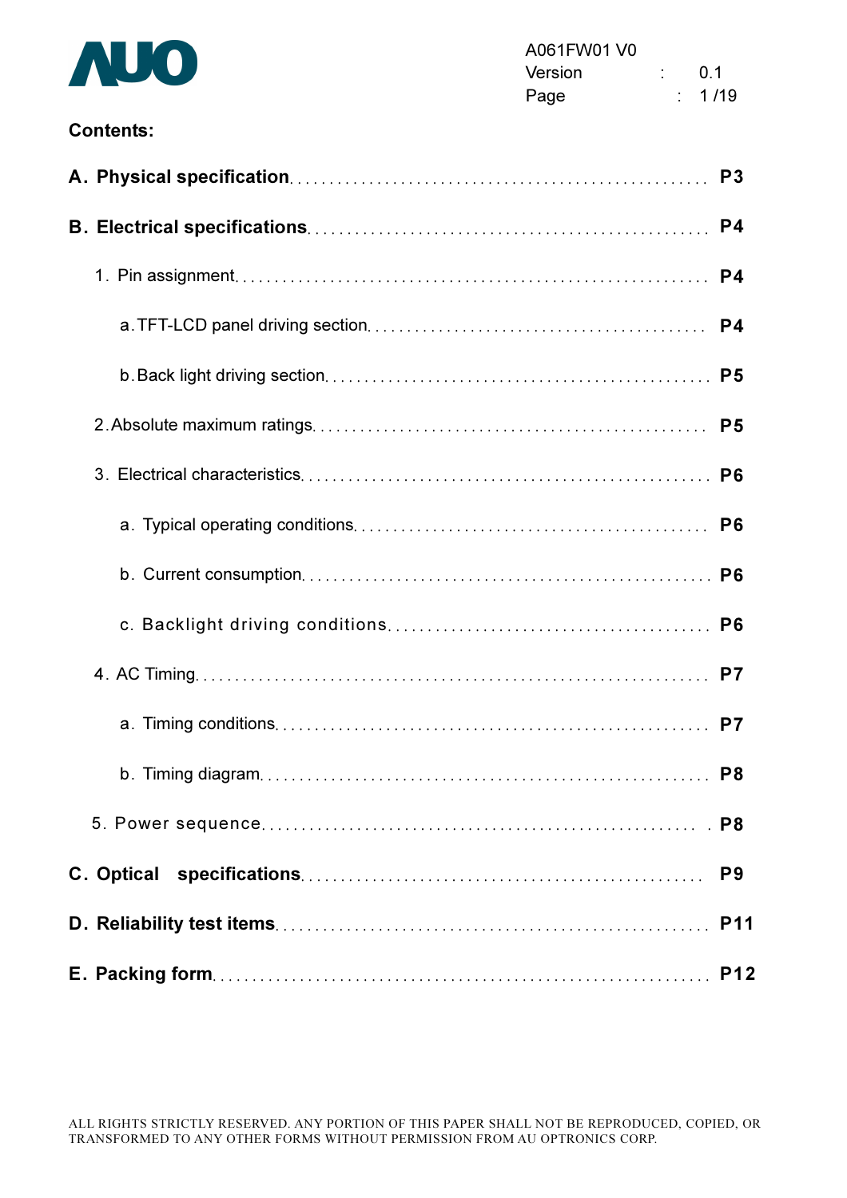**Contents:**

**A. Physical specification** .................................................. **P3**

**B. Electrical specifications** .................................................. **P4**

1. Pin assignment .................................................. **P4**
   - a. TFT-LCD panel driving section .................................................. **P4**
   - b. Back light driving section .................................................. **P5**
2. Absolute maximum ratings .................................................. **P5**
3. Electrical characteristics .................................................. **P6**
   - a. Typical operating conditions .................................................. **P6**
   - b. Current consumption .................................................. **P6**
   - c. Backlight driving conditions .................................................. **P6**
4. AC Timing .................................................. **P7**
   - a. Timing conditions .................................................. **P7**
   - b. Timing diagram .................................................. **P8**
5. Power sequence .................................................. **P8**

**C. Optical specifications** .................................................. **P9**

**D. Reliability test items** .................................................. **P11**

**E. Packing form** .................................................. **P12**

ALL RIGHTS STRICTLY RESERVED. ANY PORTION OF THIS PAPER SHALL NOT BE REPRODUCED, COPIED, OR TRANSFORMED TO ANY OTHER FORMS WITHOUT PERMISSION FROM AU OPTRONICS CORP.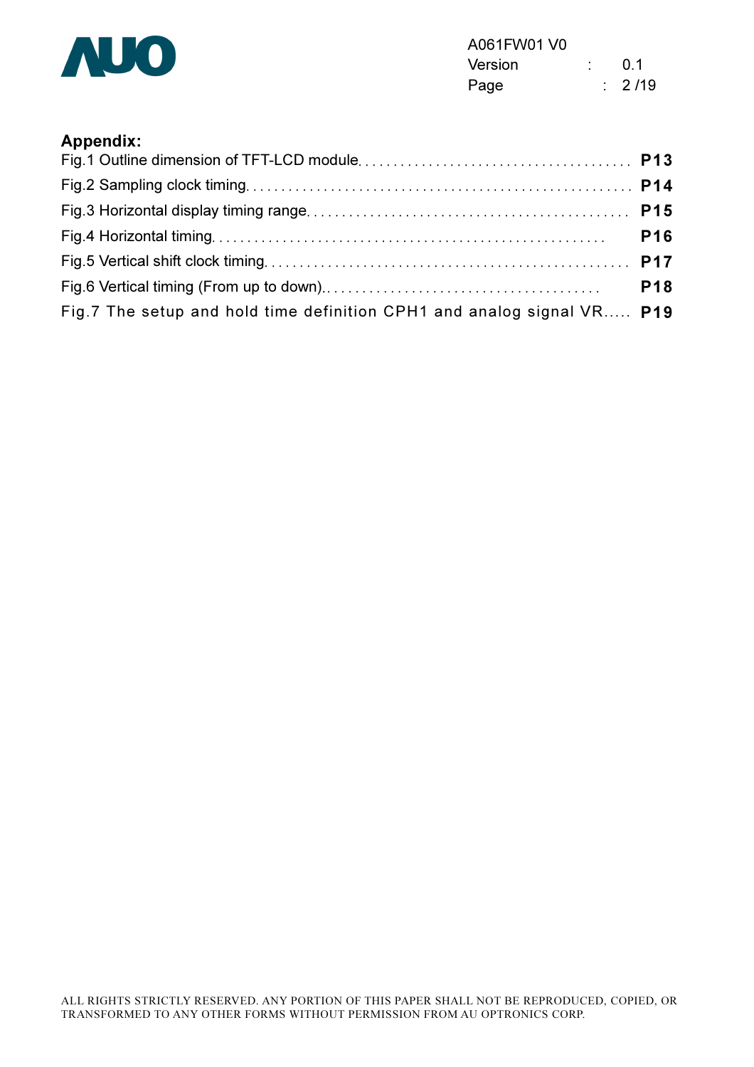**Appendix:**

Fig.1 Outline dimension of TFT-LCD module....................................... **P13**

Fig.2 Sampling clock timing...................................................... **P14**

Fig.3 Horizontal display timing range............................................ **P15**

Fig.4 Horizontal timing.......................................................... **P16**

Fig.5 Vertical shift clock timing................................................ **P17**

Fig.6 Vertical timing (From up to down).......................................... **P18**

Fig.7 The setup and hold time definition CPH1 and analog signal VR..... **P19**

ALL RIGHTS STRICTLY RESERVED. ANY PORTION OF THIS PAPER SHALL NOT BE REPRODUCED, COPIED, OR TRANSFORMED TO ANY OTHER FORMS WITHOUT PERMISSION FROM AU OPTRONICS CORP.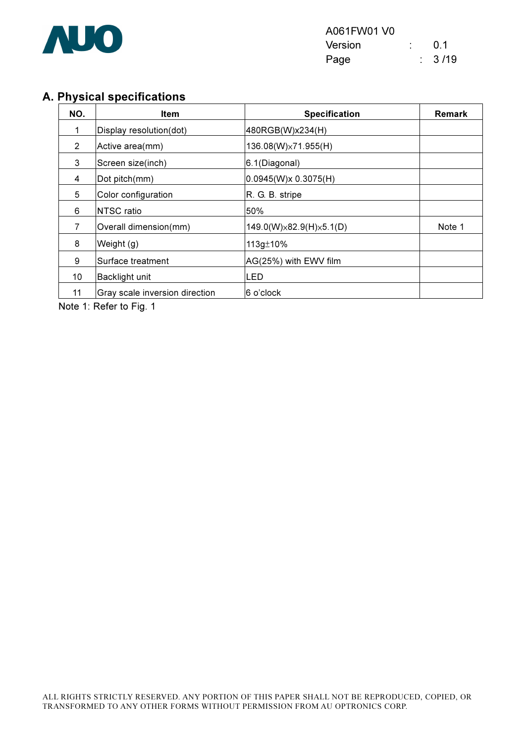## A. Physical specifications

| NO. | Item | Specification | Remark |
|---|---|---|---|
| 1 | Display resolution(dot) | 480RGB(W)x234(H) | |
| 2 | Active area(mm) | 136.08(W)×71.955(H) | |
| 3 | Screen size(inch) | 6.1(Diagonal) | |
| 4 | Dot pitch(mm) | 0.0945(W)x 0.3075(H) | |
| 5 | Color configuration | R. G. B. stripe | |
| 6 | NTSC ratio | 50% | |
| 7 | Overall dimension(mm) | 149.0(W)×82.9(H)×5.1(D) | Note 1 |
| 8 | Weight (g) | 113g±10% | |
| 9 | Surface treatment | AG(25%) with EWV film | |
| 10 | Backlight unit | LED | |
| 11 | Gray scale inversion direction | 6 o'clock | |

Note 1: Refer to Fig. 1

ALL RIGHTS STRICTLY RESERVED. ANY PORTION OF THIS PAPER SHALL NOT BE REPRODUCED, COPIED, OR TRANSFORMED TO ANY OTHER FORMS WITHOUT PERMISSION FROM AU OPTRONICS CORP.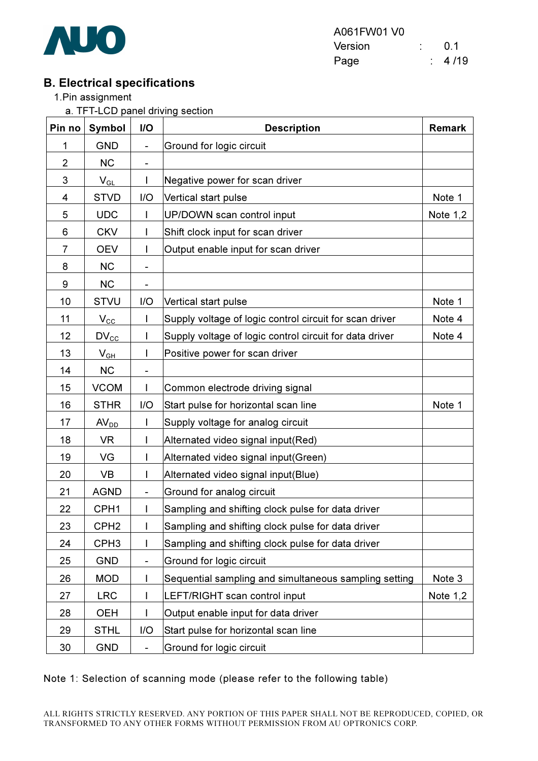## B. Electrical specifications

1.Pin assignment

a. TFT-LCD panel driving section

| Pin no | Symbol | I/O | Description | Remark |
|---|---|---|---|---|
| 1 | GND | - | Ground for logic circuit | |
| 2 | NC | - | | |
| 3 | $V_{GL}$ | I | Negative power for scan driver | |
| 4 | STVD | I/O | Vertical start pulse | Note 1 |
| 5 | UDC | I | UP/DOWN scan control input | Note 1,2 |
| 6 | CKV | I | Shift clock input for scan driver | |
| 7 | OEV | I | Output enable input for scan driver | |
| 8 | NC | - | | |
| 9 | NC | - | | |
| 10 | STVU | I/O | Vertical start pulse | Note 1 |
| 11 | $V_{CC}$ | I | Supply voltage of logic control circuit for scan driver | Note 4 |
| 12 | $DV_{CC}$ | I | Supply voltage of logic control circuit for data driver | Note 4 |
| 13 | $V_{GH}$ | I | Positive power for scan driver | |
| 14 | NC | - | | |
| 15 | VCOM | I | Common electrode driving signal | |
| 16 | STHR | I/O | Start pulse for horizontal scan line | Note 1 |
| 17 | $AV_{DD}$ | I | Supply voltage for analog circuit | |
| 18 | VR | I | Alternated video signal input(Red) | |
| 19 | VG | I | Alternated video signal input(Green) | |
| 20 | VB | I | Alternated video signal input(Blue) | |
| 21 | AGND | - | Ground for analog circuit | |
| 22 | CPH1 | I | Sampling and shifting clock pulse for data driver | |
| 23 | CPH2 | I | Sampling and shifting clock pulse for data driver | |
| 24 | CPH3 | I | Sampling and shifting clock pulse for data driver | |
| 25 | GND | - | Ground for logic circuit | |
| 26 | MOD | I | Sequential sampling and simultaneous sampling setting | Note 3 |
| 27 | LRC | I | LEFT/RIGHT scan control input | Note 1,2 |
| 28 | OEH | I | Output enable input for data driver | |
| 29 | STHL | I/O | Start pulse for horizontal scan line | |
| 30 | GND | - | Ground for logic circuit | |

Note 1: Selection of scanning mode (please refer to the following table)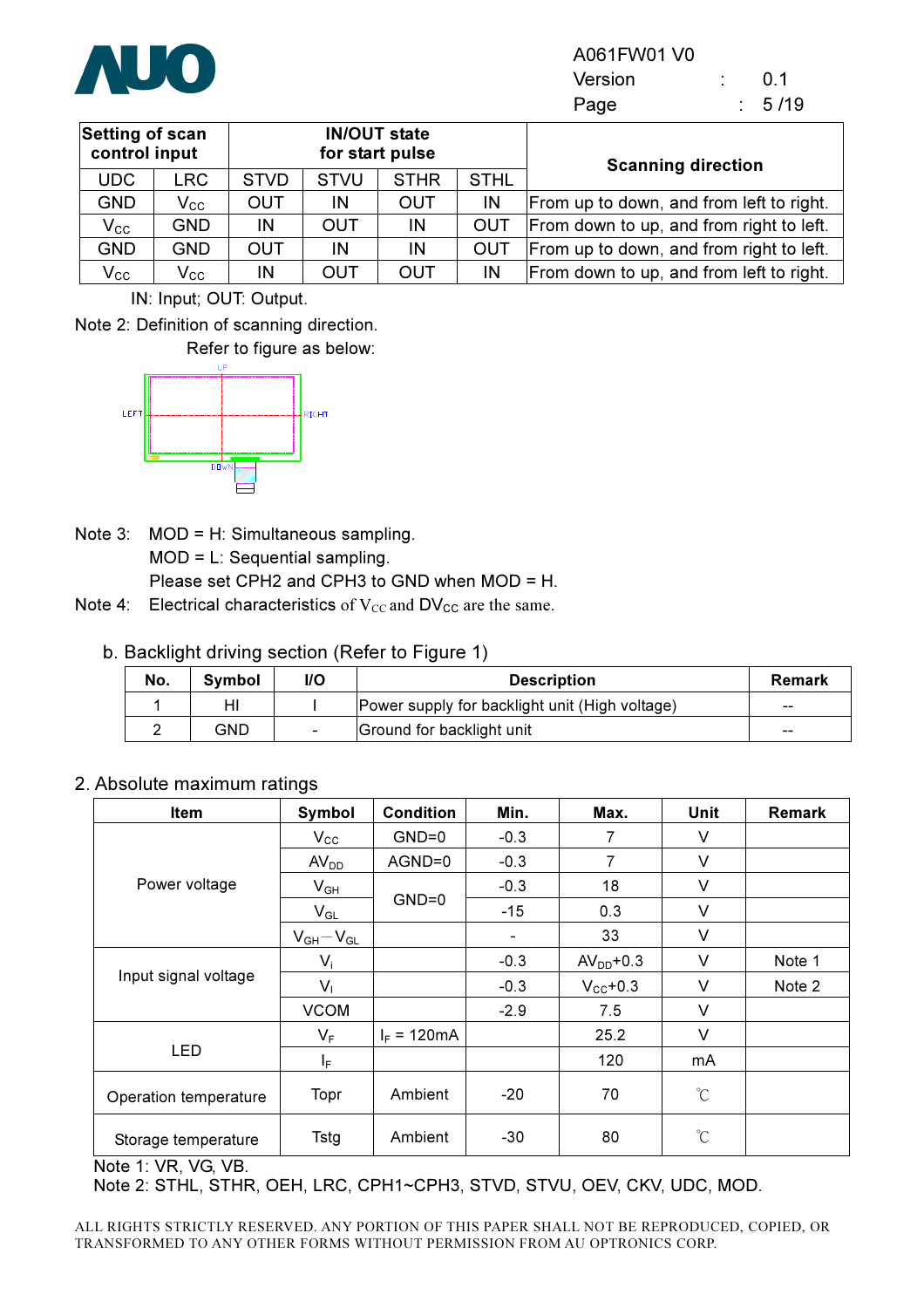| Setting of scan control input | | IN/OUT state for start pulse | | | | Scanning direction |
|---|---|---|---|---|---|---|
| UDC | LRC | STVD | STVU | STHR | STHL | |
| GND | $V_{CC}$ | OUT | IN | OUT | IN | From up to down, and from left to right. |
| $V_{CC}$ | GND | IN | OUT | IN | OUT | From down to up, and from right to left. |
| GND | GND | OUT | IN | IN | OUT | From up to down, and from right to left. |
| $V_{CC}$ | $V_{CC}$ | IN | OUT | OUT | IN | From down to up, and from left to right. |

IN: Input; OUT: Output.

Note 2: Definition of scanning direction.

Refer to figure as below:

Note 3: MOD = H: Simultaneous sampling.
MOD = L: Sequential sampling.
Please set CPH2 and CPH3 to GND when MOD = H.

Note 4: Electrical characteristics of $V_{CC}$ and $DV_{CC}$ are the same.

b. Backlight driving section (Refer to Figure 1)

| No. | Symbol | I/O | Description | Remark |
|---|---|---|---|---|
| 1 | HI | I | Power supply for backlight unit (High voltage) | -- |
| 2 | GND | - | Ground for backlight unit | -- |

## 2. Absolute maximum ratings

| Item | Symbol | Condition | Min. | Max. | Unit | Remark |
|---|---|---|---|---|---|---|
| Power voltage | $V_{CC}$ | GND=0 | -0.3 | 7 | V | |
| | $AV_{DD}$ | AGND=0 | -0.3 | 7 | V | |
| | $V_{GH}$ | GND=0 | -0.3 | 18 | V | |
| | $V_{GL}$ | | -15 | 0.3 | V | |
| | $V_{GH}-V_{GL}$ | | - | 33 | V | |
| Input signal voltage | $V_i$ | | -0.3 | $AV_{DD}$+0.3 | V | Note 1 |
| | $V_I$ | | -0.3 | $V_{CC}$+0.3 | V | Note 2 |
| | VCOM | | -2.9 | 7.5 | V | |
| LED | $V_F$ | $I_F$ = 120mA | | 25.2 | V | |
| | $I_F$ | | | 120 | mA | |
| Operation temperature | Topr | Ambient | -20 | 70 | ℃ | |
| Storage temperature | Tstg | Ambient | -30 | 80 | ℃ | |

Note 1: VR, VG, VB.

Note 2: STHL, STHR, OEH, LRC, CPH1~CPH3, STVD, STVU, OEV, CKV, UDC, MOD.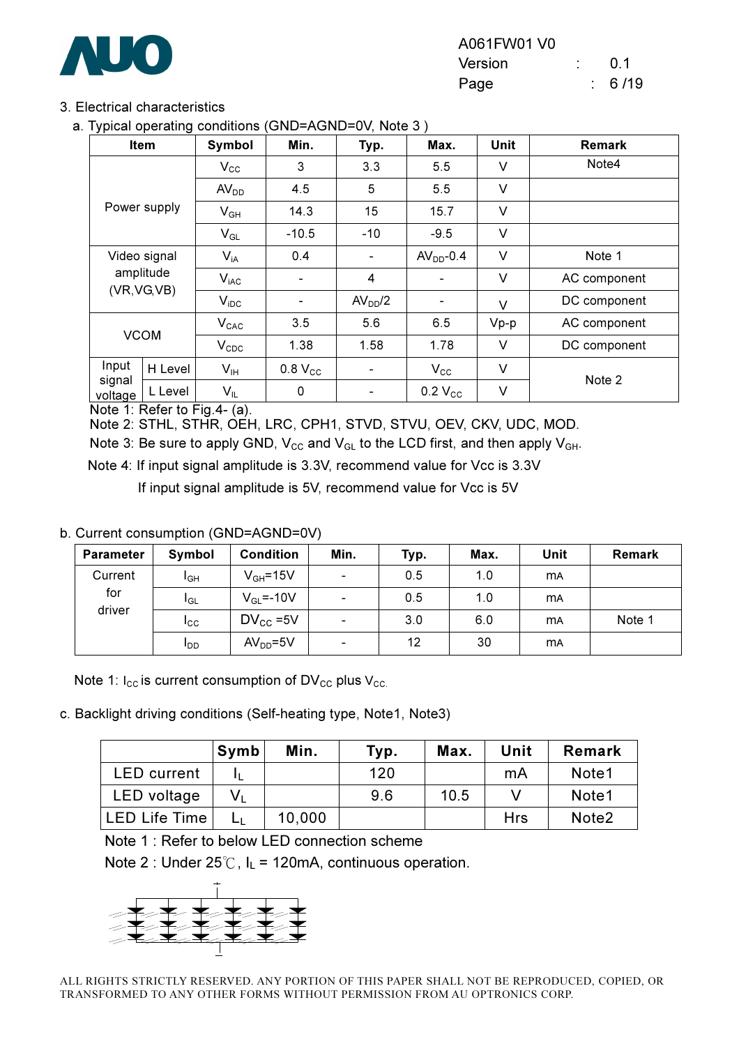## 3. Electrical characteristics

### a. Typical operating conditions (GND=AGND=0V, Note 3 )

| Item | | Symbol | Min. | Typ. | Max. | Unit | Remark |
|---|---|---|---|---|---|---|---|
| Power supply | | $V_{CC}$ | 3 | 3.3 | 5.5 | V | Note4 |
| | | $AV_{DD}$ | 4.5 | 5 | 5.5 | V | |
| | | $V_{GH}$ | 14.3 | 15 | 15.7 | V | |
| | | $V_{GL}$ | -10.5 | -10 | -9.5 | V | |
| Video signal amplitude (VR,VG,VB) | | $V_{iA}$ | 0.4 | - | $AV_{DD}$-0.4 | V | Note 1 |
| | | $V_{iAC}$ | - | 4 | - | V | AC component |
| | | $V_{iDC}$ | - | $AV_{DD}/2$ | - | V | DC component |
| VCOM | | $V_{CAC}$ | 3.5 | 5.6 | 6.5 | Vp-p | AC component |
| | | $V_{CDC}$ | 1.38 | 1.58 | 1.78 | V | DC component |
| Input signal voltage | H Level | $V_{IH}$ | 0.8 $V_{CC}$ | - | $V_{CC}$ | V | Note 2 |
| | L Level | $V_{IL}$ | 0 | - | 0.2 $V_{CC}$ | V | |

Note 1: Refer to Fig.4- (a).

Note 2: STHL, STHR, OEH, LRC, CPH1, STVD, STVU, OEV, CKV, UDC, MOD.

Note 3: Be sure to apply GND, $V_{CC}$ and $V_{GL}$ to the LCD first, and then apply $V_{GH}$.

Note 4: If input signal amplitude is 3.3V, recommend value for Vcc is 3.3V

If input signal amplitude is 5V, recommend value for Vcc is 5V

### b. Current consumption (GND=AGND=0V)

| Parameter | Symbol | Condition | Min. | Typ. | Max. | Unit | Remark |
|---|---|---|---|---|---|---|---|
| Current for driver | $I_{GH}$ | $V_{GH}$=15V | - | 0.5 | 1.0 | mA | |
| | $I_{GL}$ | $V_{GL}$=-10V | - | 0.5 | 1.0 | mA | |
| | $I_{CC}$ | $DV_{CC}$ =5V | - | 3.0 | 6.0 | mA | Note 1 |
| | $I_{DD}$ | $AV_{DD}$=5V | - | 12 | 30 | mA | |

Note 1: $I_{CC}$ is current consumption of $DV_{CC}$ plus $V_{CC}$.

### c. Backlight driving conditions (Self-heating type, Note1, Note3)

| | Symb | Min. | Typ. | Max. | Unit | Remark |
|---|---|---|---|---|---|---|
| LED current | $I_L$ | | 120 | | mA | Note1 |
| LED voltage | $V_L$ | | 9.6 | 10.5 | V | Note1 |
| LED Life Time | $L_L$ | 10,000 | | | Hrs | Note2 |

Note 1 : Refer to below LED connection scheme

Note 2 : Under 25℃, $I_L$ = 120mA, continuous operation.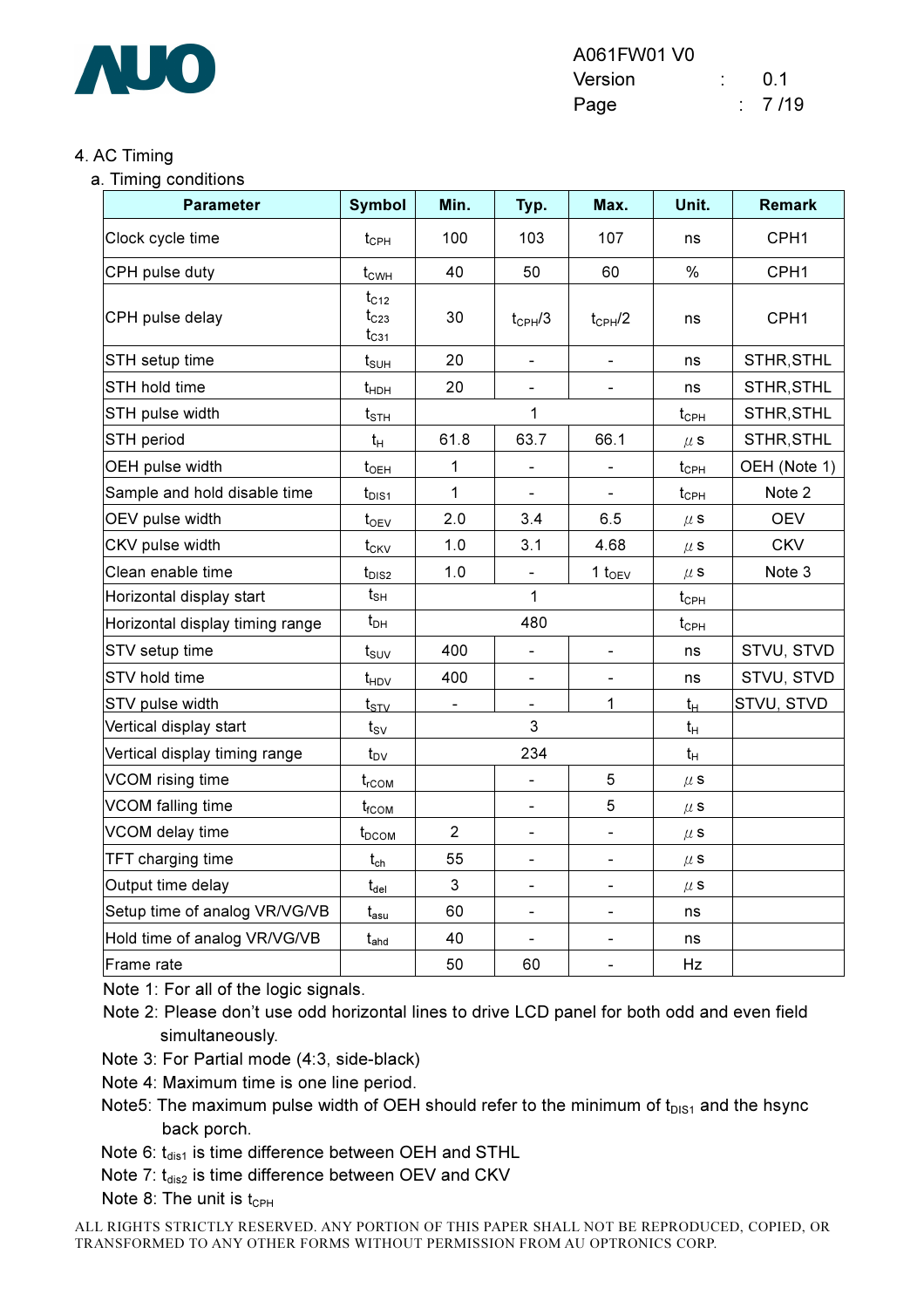4. AC Timing

a. Timing conditions

| Parameter | Symbol | Min. | Typ. | Max. | Unit. | Remark |
|---|---|---|---|---|---|---|
| Clock cycle time | $t_{CPH}$ | 100 | 103 | 107 | ns | CPH1 |
| CPH pulse duty | $t_{CWH}$ | 40 | 50 | 60 | % | CPH1 |
| CPH pulse delay | $t_{C12}$ $t_{C23}$ $t_{C31}$ | 30 | $t_{CPH}/3$ | $t_{CPH}/2$ | ns | CPH1 |
| STH setup time | $t_{SUH}$ | 20 | - | - | ns | STHR,STHL |
| STH hold time | $t_{HDH}$ | 20 | - | - | ns | STHR,STHL |
| STH pulse width | $t_{STH}$ | | 1 | | $t_{CPH}$ | STHR,STHL |
| STH period | $t_H$ | 61.8 | 63.7 | 66.1 | μs | STHR,STHL |
| OEH pulse width | $t_{OEH}$ | 1 | - | - | $t_{CPH}$ | OEH (Note 1) |
| Sample and hold disable time | $t_{DIS1}$ | 1 | - | - | $t_{CPH}$ | Note 2 |
| OEV pulse width | $t_{OEV}$ | 2.0 | 3.4 | 6.5 | μs | OEV |
| CKV pulse width | $t_{CKV}$ | 1.0 | 3.1 | 4.68 | μs | CKV |
| Clean enable time | $t_{DIS2}$ | 1.0 | - | 1 $t_{OEV}$ | μs | Note 3 |
| Horizontal display start | $t_{SH}$ | | 1 | | $t_{CPH}$ | |
| Horizontal display timing range | $t_{DH}$ | | 480 | | $t_{CPH}$ | |
| STV setup time | $t_{SUV}$ | 400 | - | - | ns | STVU, STVD |
| STV hold time | $t_{HDV}$ | 400 | - | - | ns | STVU, STVD |
| STV pulse width | $t_{STV}$ | - | - | 1 | $t_H$ | STVU, STVD |
| Vertical display start | $t_{SV}$ | | 3 | | $t_H$ | |
| Vertical display timing range | $t_{DV}$ | | 234 | | $t_H$ | |
| VCOM rising time | $t_{rCOM}$ | | - | 5 | μs | |
| VCOM falling time | $t_{fCOM}$ | | - | 5 | μs | |
| VCOM delay time | $t_{DCOM}$ | 2 | - | - | μs | |
| TFT charging time | $t_{ch}$ | 55 | - | - | μs | |
| Output time delay | $t_{del}$ | 3 | - | - | μs | |
| Setup time of analog VR/VG/VB | $t_{asu}$ | 60 | - | - | ns | |
| Hold time of analog VR/VG/VB | $t_{ahd}$ | 40 | - | - | ns | |
| Frame rate | | 50 | 60 | - | Hz | |

Note 1: For all of the logic signals.

Note 2: Please don't use odd horizontal lines to drive LCD panel for both odd and even field simultaneously.

Note 3: For Partial mode (4:3, side-black)

Note 4: Maximum time is one line period.

Note5: The maximum pulse width of OEH should refer to the minimum of $t_{DIS1}$ and the hsync back porch.

Note 6: $t_{dis1}$ is time difference between OEH and STHL

Note 7: $t_{dis2}$ is time difference between OEV and CKV

Note 8: The unit is $t_{CPH}$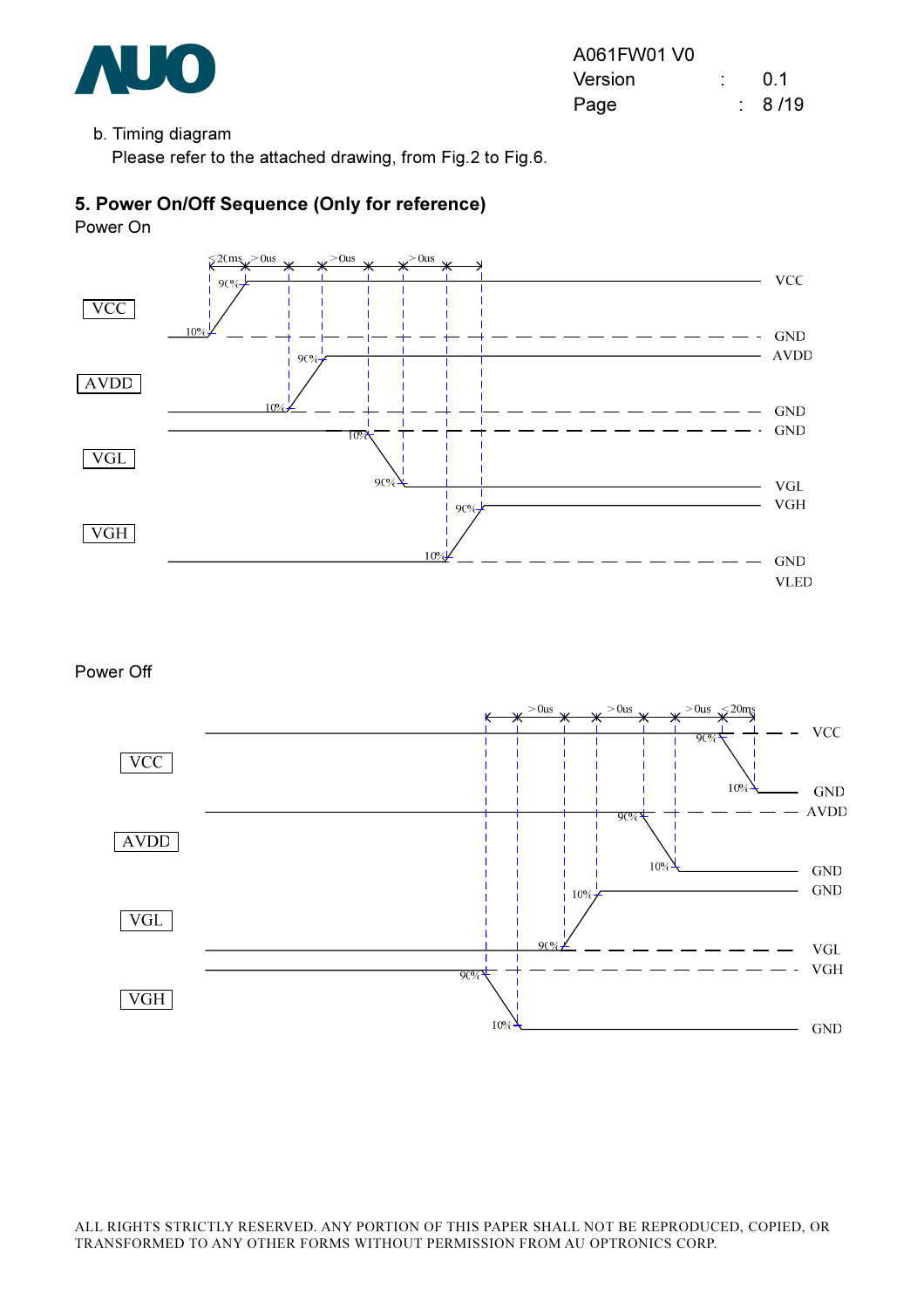b. Timing diagram

Please refer to the attached drawing, from Fig.2 to Fig.6.

## 5. Power On/Off Sequence (Only for reference)

Power On

Power Off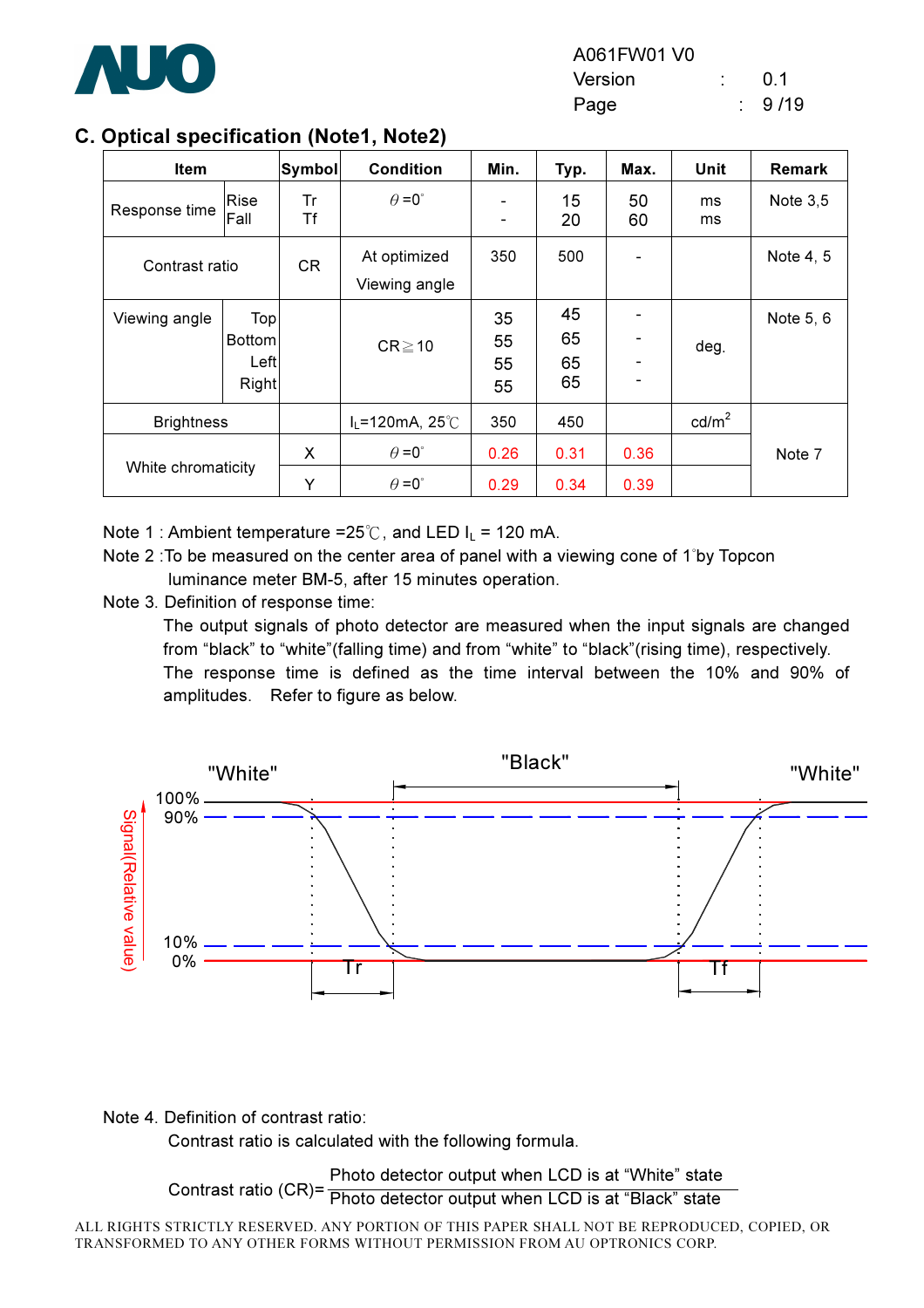## C. Optical specification (Note1, Note2)

| Item | | Symbol | Condition | Min. | Typ. | Max. | Unit | Remark |
|---|---|---|---|---|---|---|---|---|
| Response time | Rise | Tr | $\theta$=0° | - | 15 | 50 | ms | Note 3,5 |
| | Fall | Tf | | - | 20 | 60 | ms | |
| Contrast ratio | | CR | At optimized Viewing angle | 350 | 500 | - | | Note 4, 5 |
| Viewing angle | Top | | CR≧10 | 35 | 45 | - | deg. | Note 5, 6 |
| | Bottom | | | 55 | 65 | - | | |
| | Left | | | 55 | 65 | - | | |
| | Right | | | 55 | 65 | - | | |
| Brightness | | | $I_L$=120mA, 25℃ | 350 | 450 | | cd/m² | Note 7 |
| White chromaticity | | X | $\theta$=0° | 0.26 | 0.31 | 0.36 | | |
| | | Y | $\theta$=0° | 0.29 | 0.34 | 0.39 | | |

Note 1 : Ambient temperature =25℃, and LED $I_L$ = 120 mA.

Note 2 :To be measured on the center area of panel with a viewing cone of 1°by Topcon luminance meter BM-5, after 15 minutes operation.

Note 3. Definition of response time:

The output signals of photo detector are measured when the input signals are changed from "black" to "white"(falling time) and from "white" to "black"(rising time), respectively. The response time is defined as the time interval between the 10% and 90% of amplitudes. Refer to figure as below.

Note 4. Definition of contrast ratio:

Contrast ratio is calculated with the following formula.

$$\text{Contrast ratio (CR)} = \frac{\text{Photo detector output when LCD is at "White" state}}{\text{Photo detector output when LCD is at "Black" state}}$$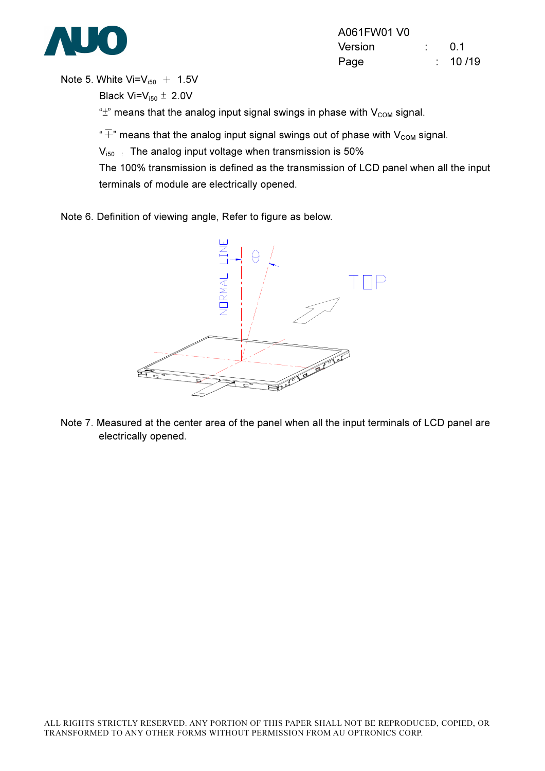Note 5. White $Vi=V_{i50} \mp 1.5V$

Black $Vi=V_{i50} \pm 2.0V$

"±" means that the analog input signal swings in phase with $V_{COM}$ signal.

"∓" means that the analog input signal swings out of phase with $V_{COM}$ signal.

$V_{i50}$ : The analog input voltage when transmission is 50%

The 100% transmission is defined as the transmission of LCD panel when all the input terminals of module are electrically opened.

Note 6. Definition of viewing angle, Refer to figure as below.

Note 7. Measured at the center area of the panel when all the input terminals of LCD panel are electrically opened.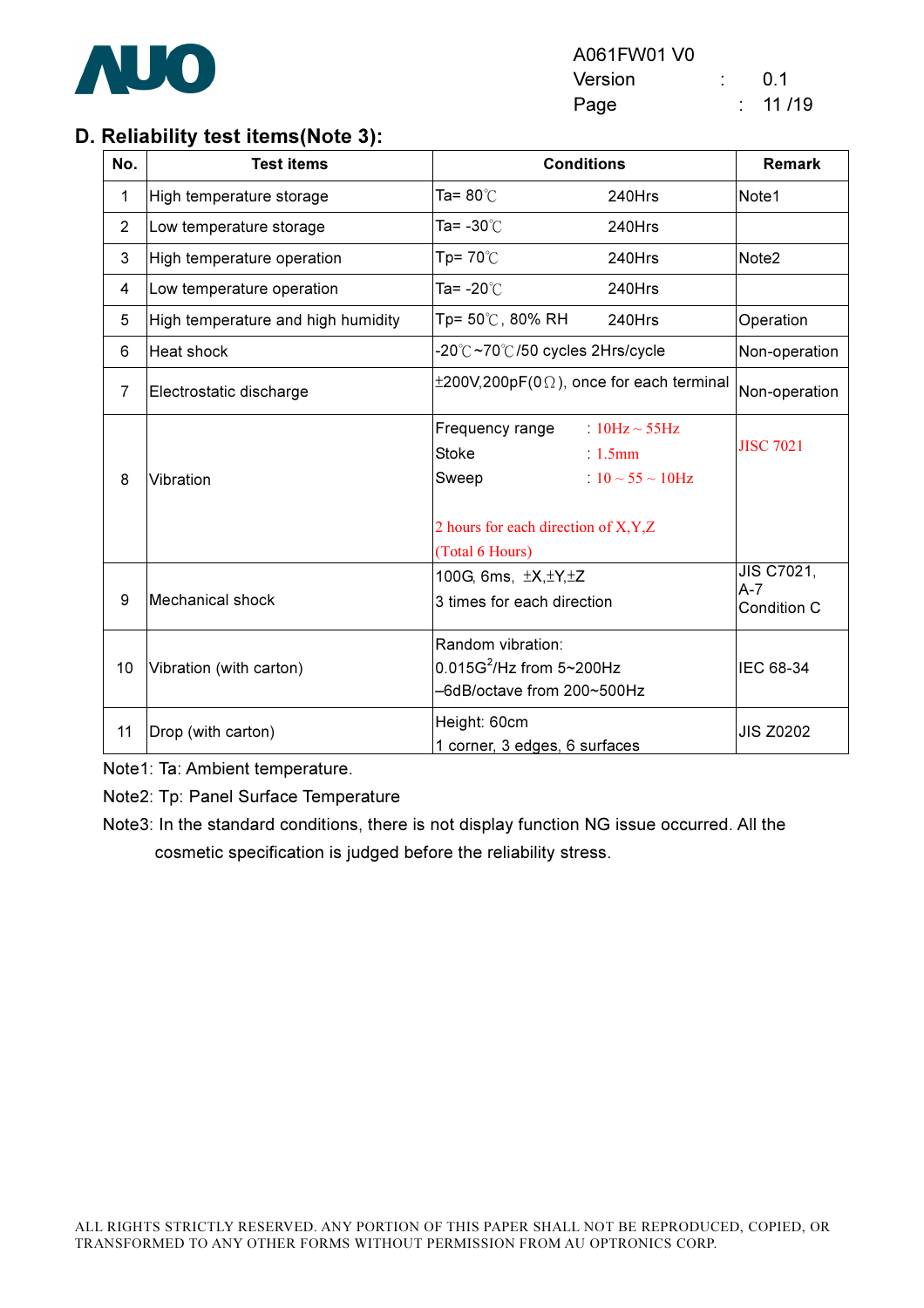## D. Reliability test items(Note 3):

| No. | Test items | Conditions | Remark |
|---|---|---|---|
| 1 | High temperature storage | Ta= 80℃ 240Hrs | Note1 |
| 2 | Low temperature storage | Ta= -30℃ 240Hrs | |
| 3 | High temperature operation | Tp= 70℃ 240Hrs | Note2 |
| 4 | Low temperature operation | Ta= -20℃ 240Hrs | |
| 5 | High temperature and high humidity | Tp= 50℃, 80% RH 240Hrs | Operation |
| 6 | Heat shock | -20℃~70℃/50 cycles 2Hrs/cycle | Non-operation |
| 7 | Electrostatic discharge | ±200V,200pF(0Ω), once for each terminal | Non-operation |
| 8 | Vibration | Frequency range : 10Hz ~ 55Hz<br>Stoke : 1.5mm<br>Sweep : 10 ~ 55 ~ 10Hz<br><br>2 hours for each direction of X,Y,Z<br>(Total 6 Hours) | JISC 7021 |
| 9 | Mechanical shock | 100G, 6ms, ±X,±Y,±Z<br>3 times for each direction | JIS C7021, A-7 Condition C |
| 10 | Vibration (with carton) | Random vibration:<br>$0.015G^2$/Hz from 5~200Hz<br>–6dB/octave from 200~500Hz | IEC 68-34 |
| 11 | Drop (with carton) | Height: 60cm<br>1 corner, 3 edges, 6 surfaces | JIS Z0202 |

Note1: Ta: Ambient temperature.

Note2: Tp: Panel Surface Temperature

Note3: In the standard conditions, there is not display function NG issue occurred. All the cosmetic specification is judged before the reliability stress.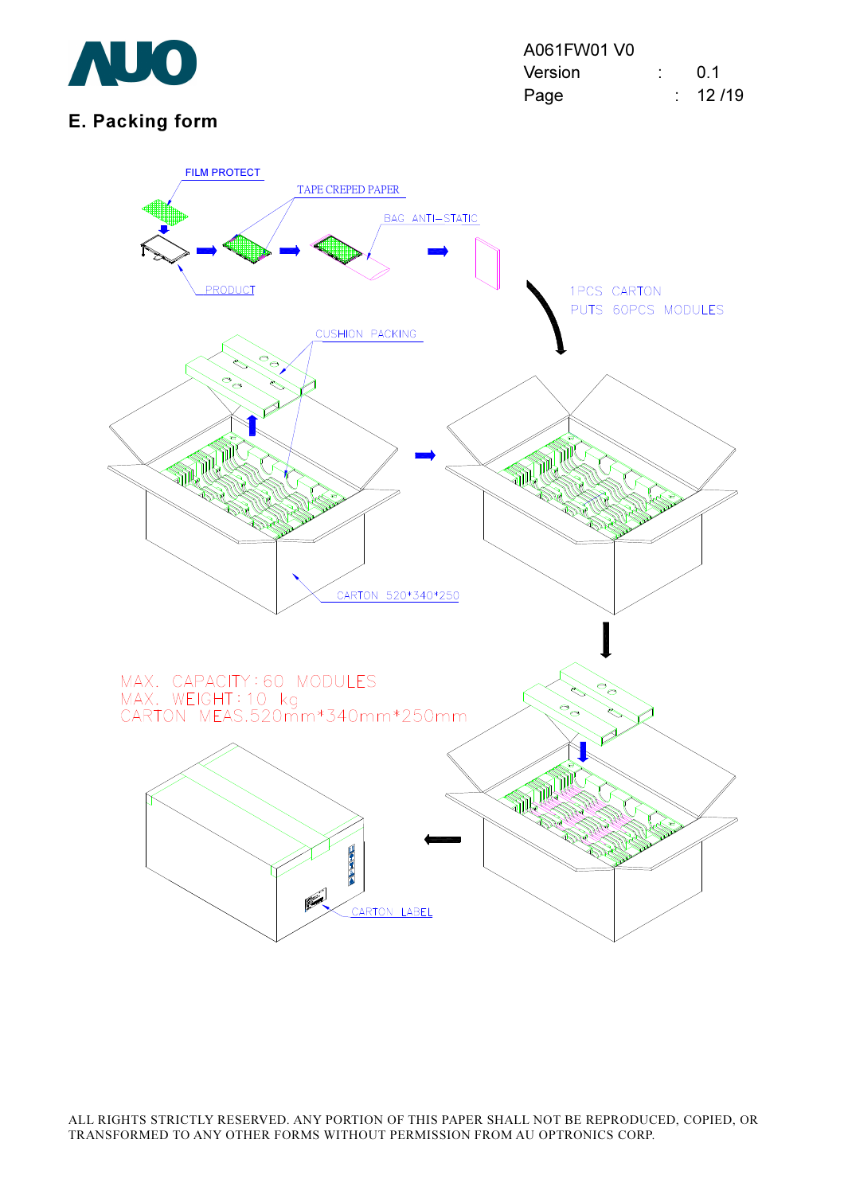## E. Packing form

FILM PROTECT

TAPE CREPED PAPER

BAG ANTI-STATIC

PRODUCT

1PCS CARTON
PUTS 60PCS MODULES

CUSHION PACKING

CARTON 520*340*250

MAX. CAPACITY:60 MODULES
MAX. WEIGHT:10 kg
CARTON MEAS.520mm*340mm*250mm

CARTON LABEL

ALL RIGHTS STRICTLY RESERVED. ANY PORTION OF THIS PAPER SHALL NOT BE REPRODUCED, COPIED, OR TRANSFORMED TO ANY OTHER FORMS WITHOUT PERMISSION FROM AU OPTRONICS CORP.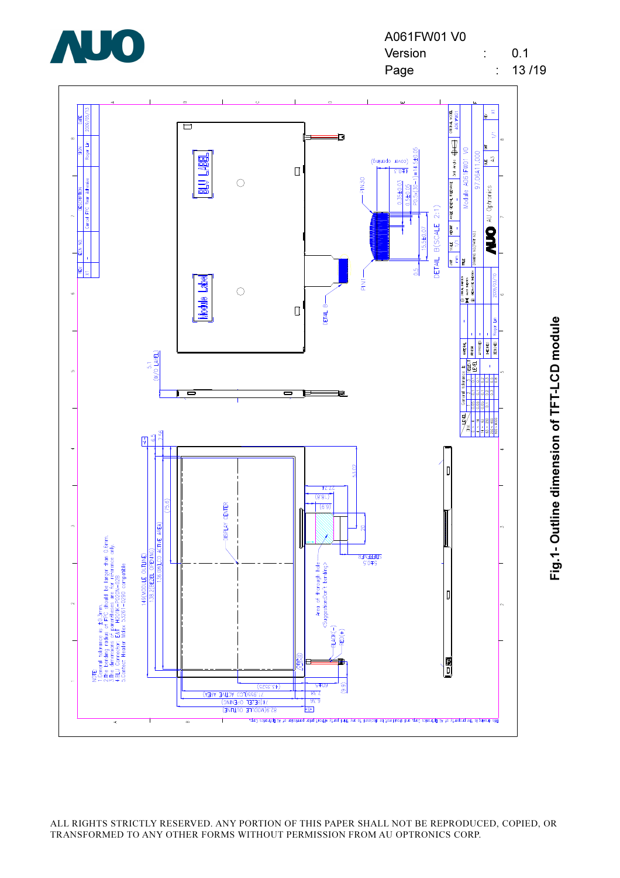Fig.1- Outline dimension of TFT-LCD module

NOTE

1. General tolerance is ±0.3mm.
2. The bending radius of FPC should be larger than 0.6mm.
3. The dimensions of parentheses are for reference only.
4. BLU Connector: E&T H001K-P02N-02B
5. Contact Header: Molex 53261-0290 compatible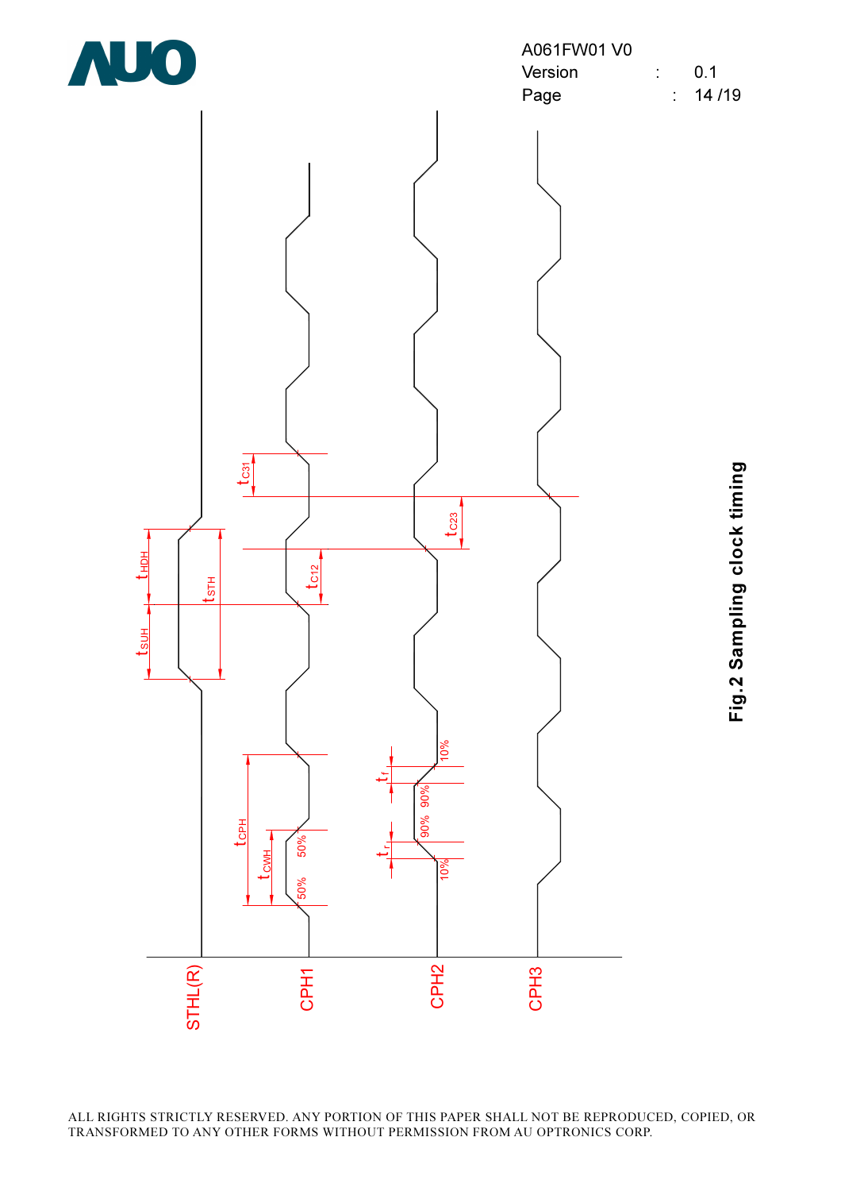Fig.2 Sampling clock timing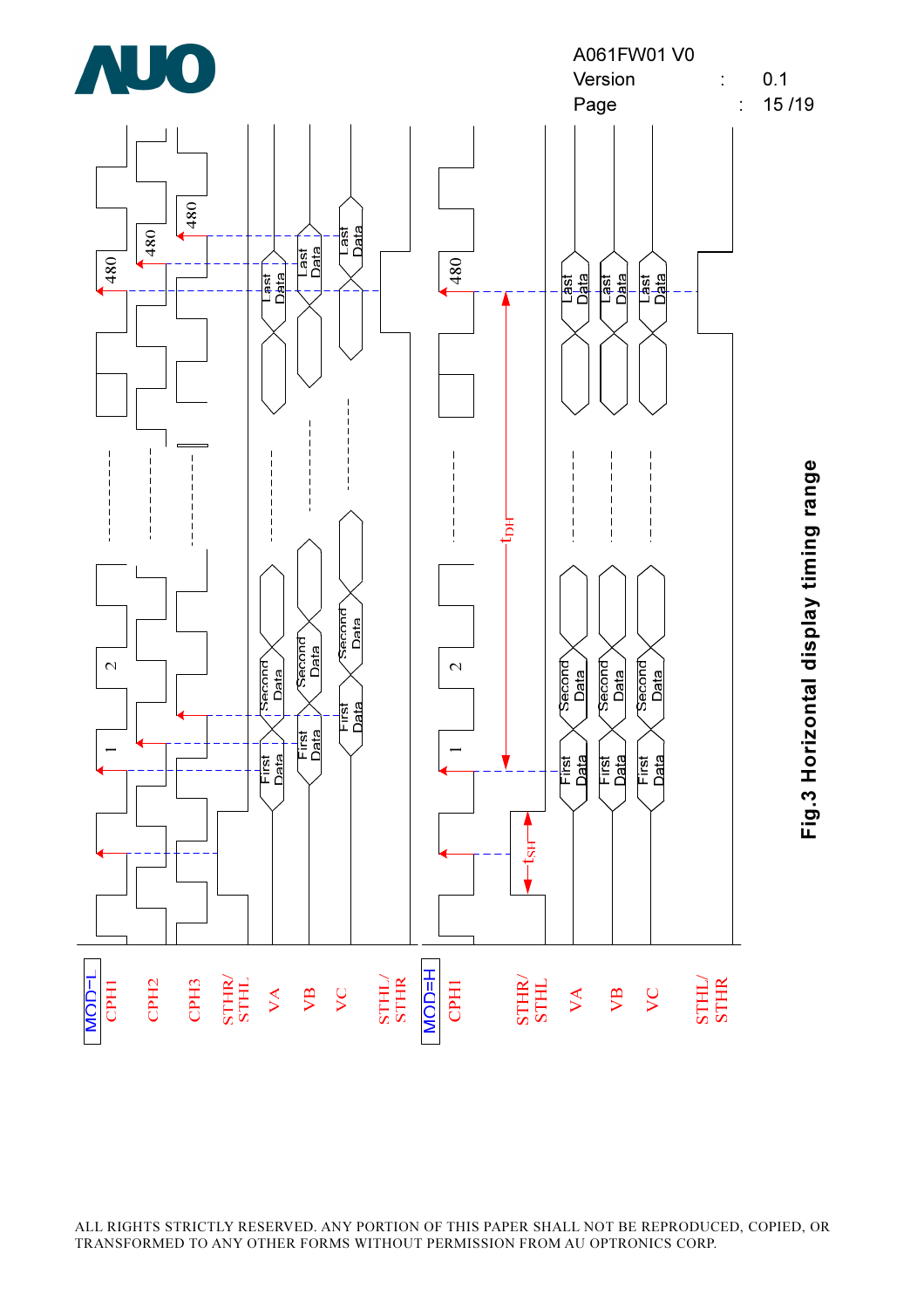**Fig.3 Horizontal display timing range**

ALL RIGHTS STRICTLY RESERVED. ANY PORTION OF THIS PAPER SHALL NOT BE REPRODUCED, COPIED, OR TRANSFORMED TO ANY OTHER FORMS WITHOUT PERMISSION FROM AU OPTRONICS CORP.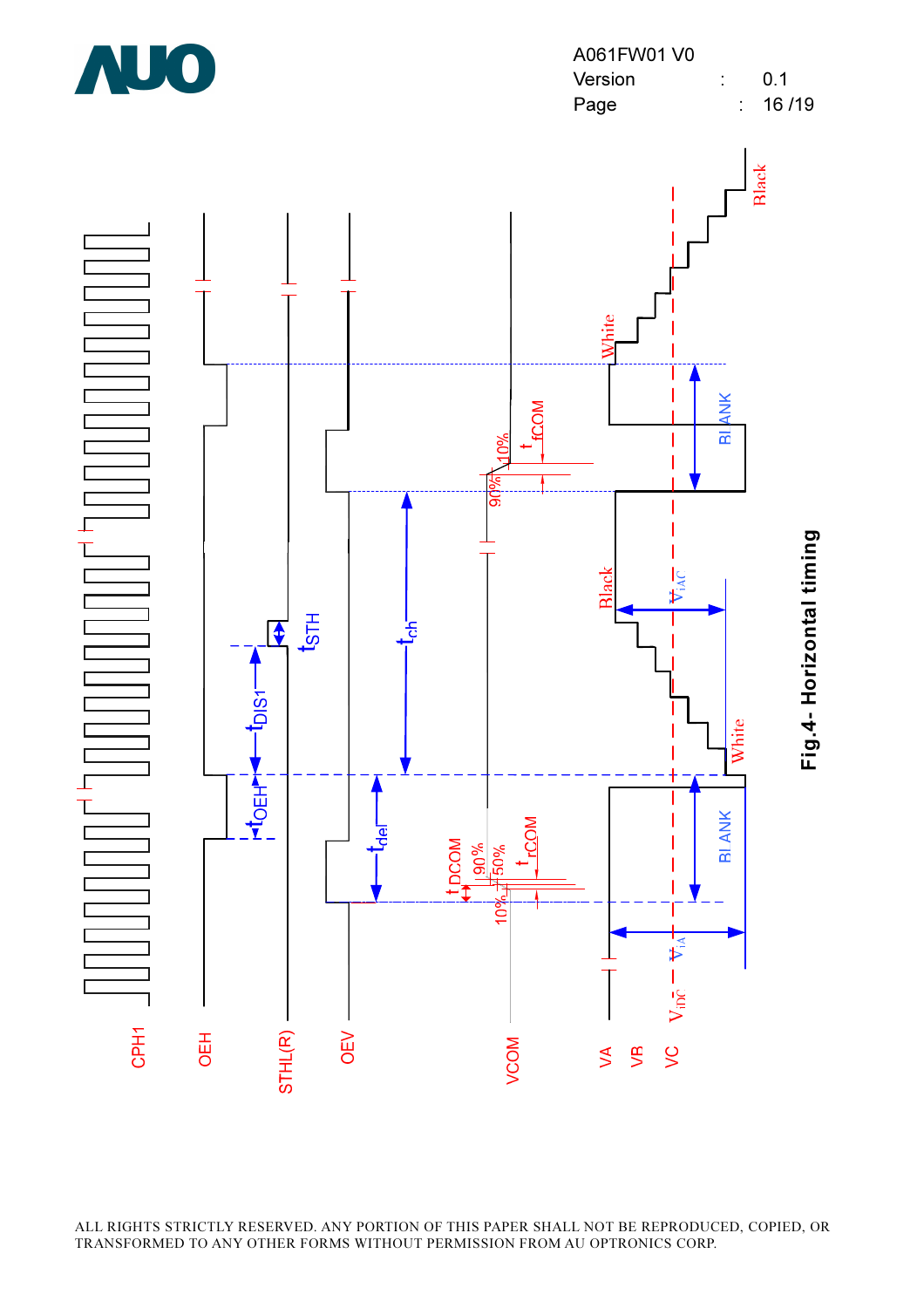Fig.4- Horizontal timing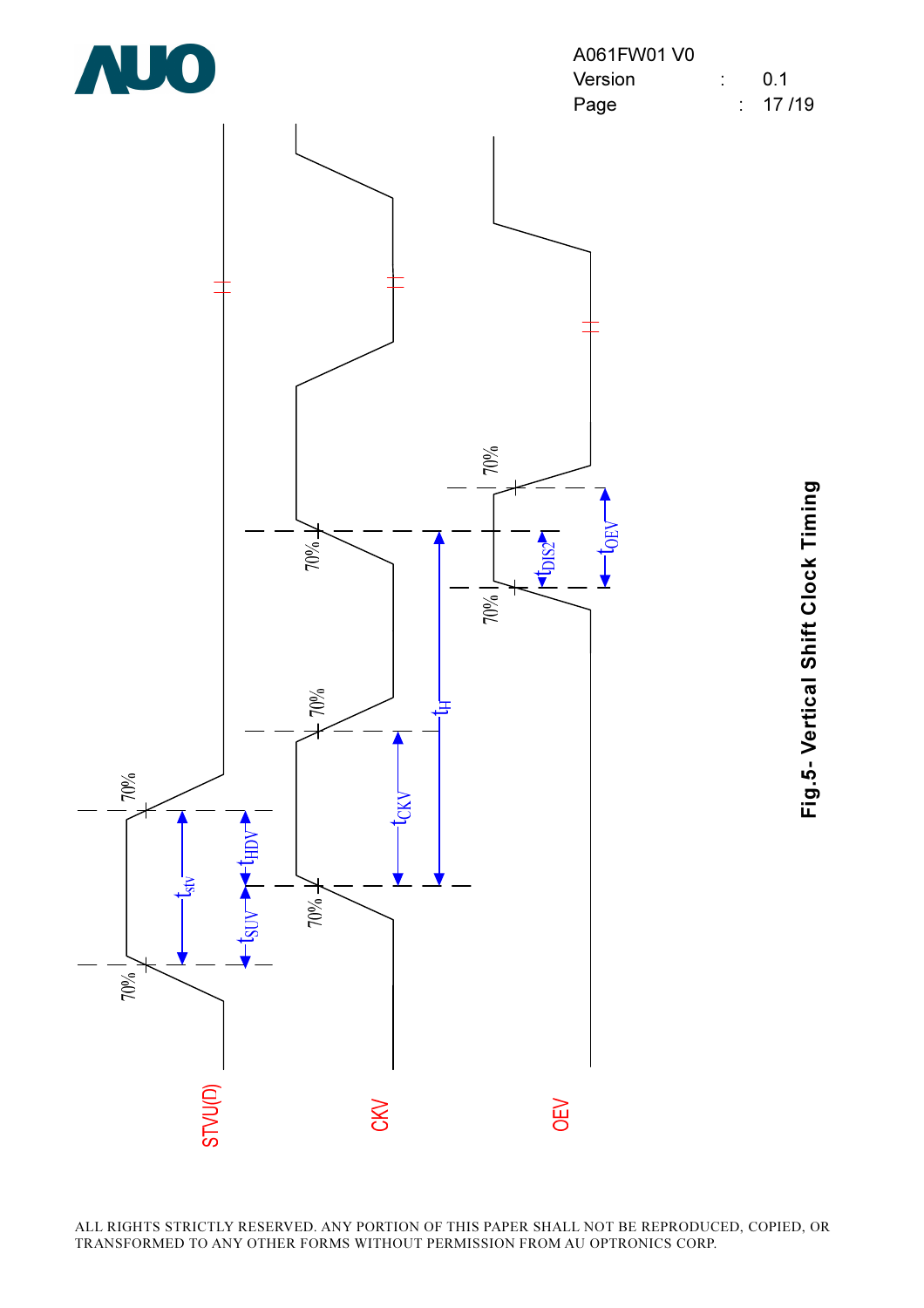**Fig.5- Vertical Shift Clock Timing**

STVU(D)

CKV

OEV

70%

$t_{stv}$

$t_{SUV}$

$t_{HDV}$

$t_{CKV}$

$t_H$

$t_{DIS2}$

$t_{OEV}$

ALL RIGHTS STRICTLY RESERVED. ANY PORTION OF THIS PAPER SHALL NOT BE REPRODUCED, COPIED, OR TRANSFORMED TO ANY OTHER FORMS WITHOUT PERMISSION FROM AU OPTRONICS CORP.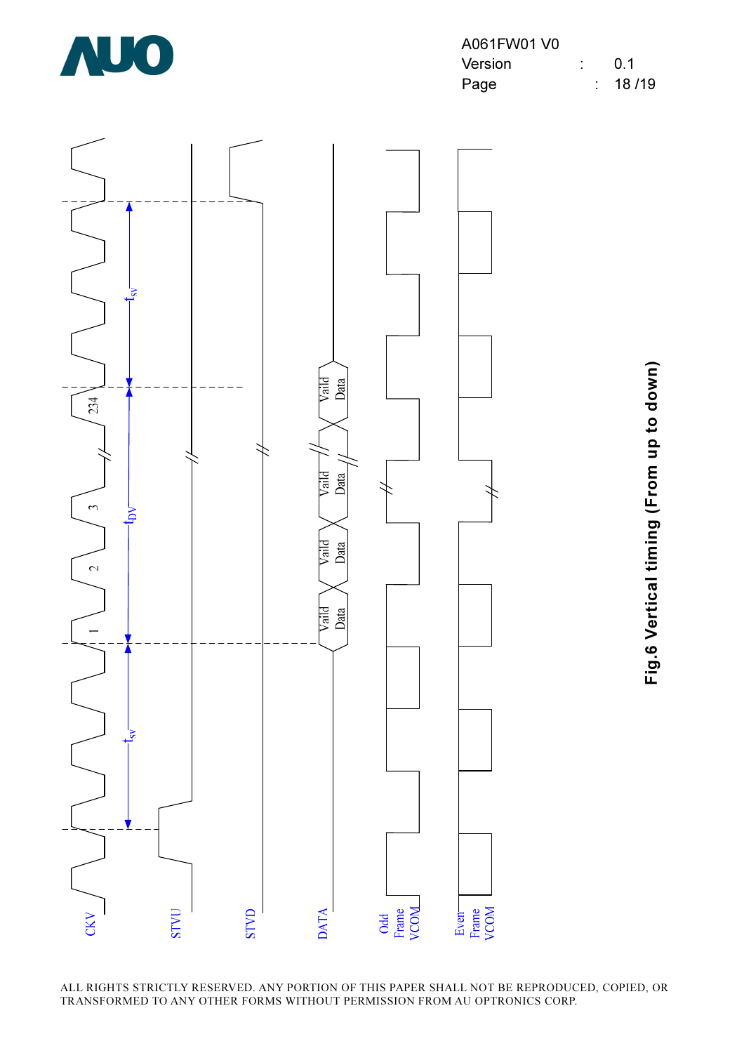CKV

STVU

STVD

DATA

Odd Frame VCOM

Even Frame VCOM

1 2 3 234

Vaild Data

$t_{SV}$

$t_{DV}$

**Fig.6 Vertical timing (From up to down)**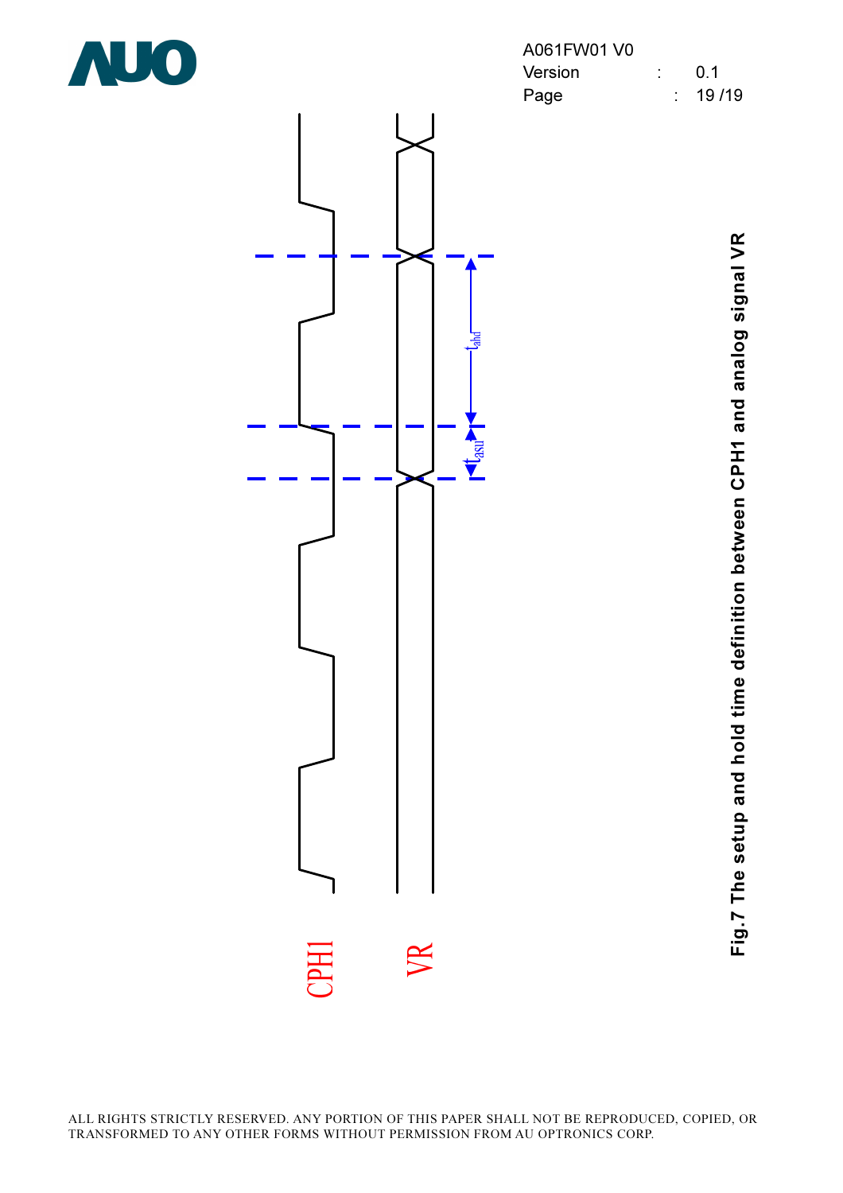CPH1

VR

$t_{ahd}$

$t_{asu}$

Fig.7 The setup and hold time definition between CPH1 and analog signal VR

ALL RIGHTS STRICTLY RESERVED. ANY PORTION OF THIS PAPER SHALL NOT BE REPRODUCED, COPIED, OR TRANSFORMED TO ANY OTHER FORMS WITHOUT PERMISSION FROM AU OPTRONICS CORP.